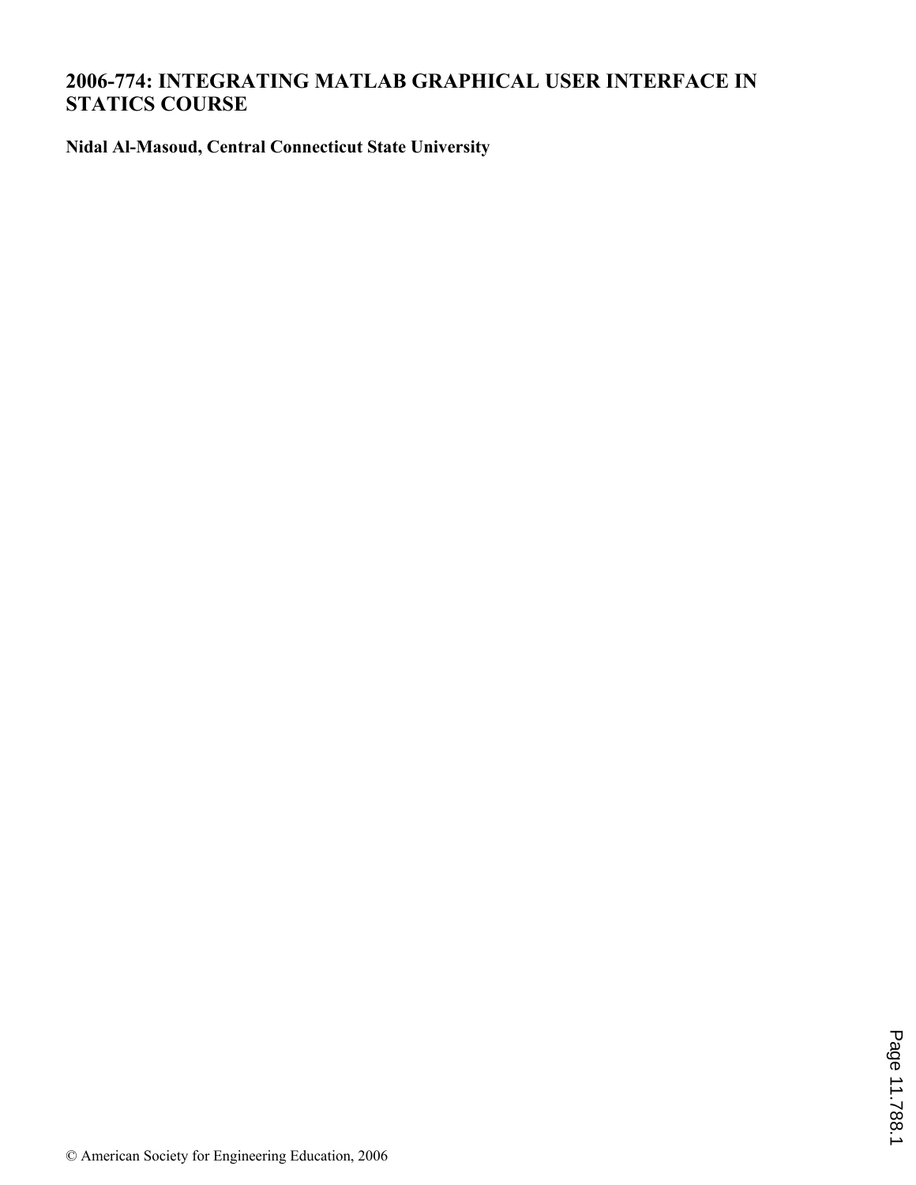# 2006-774: INTEGRATING MATLAB GRAPHICAL USER INTERFACE IN STATICS COURSE

**Nidal Al-Masoud, Central Connecticut State University**

© American Society for Engineering Education, 2006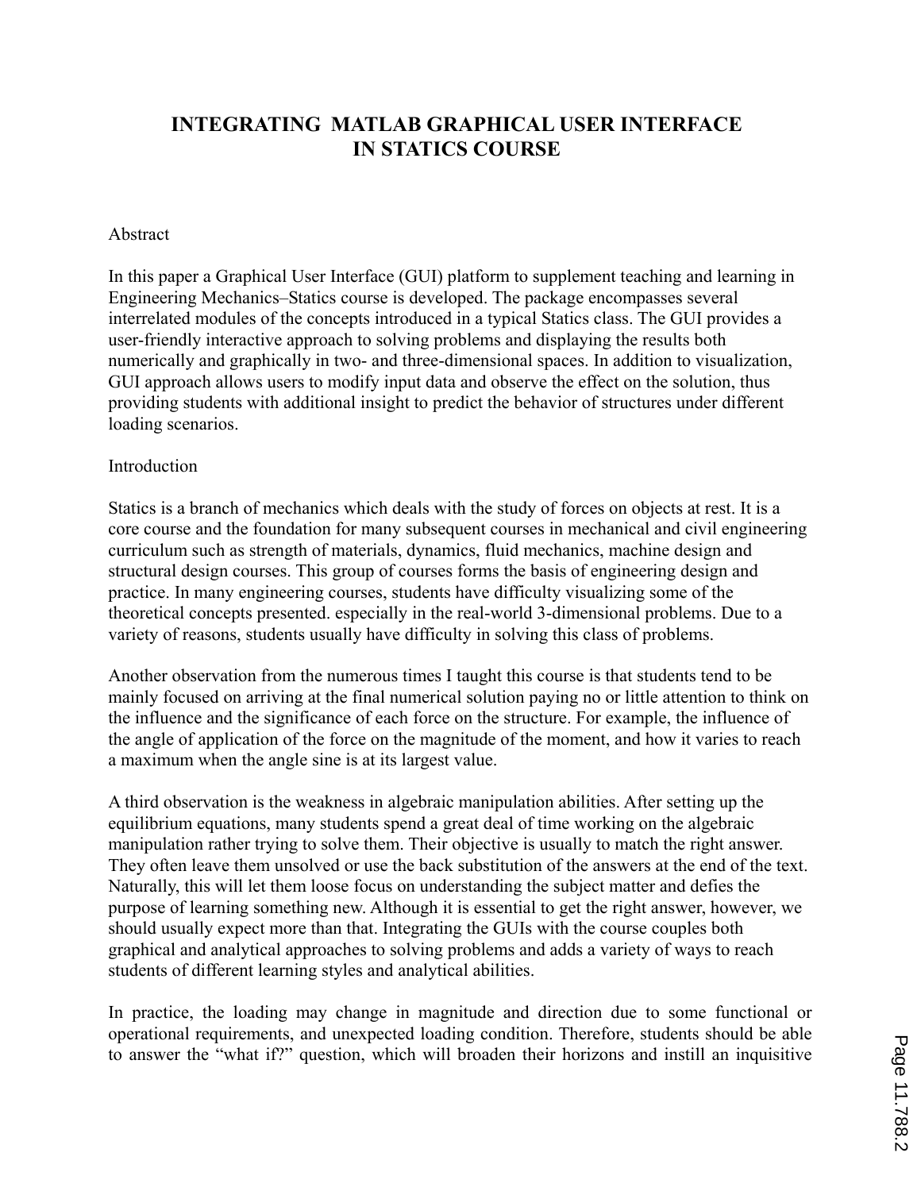# INTEGRATING MATLAB GRAPHICAL USER INTERFACE IN STATICS COURSE

## Abstract

In this paper a Graphical User Interface (GUI) platform to supplement teaching and learning in Engineering Mechanics–Statics course is developed. The package encompasses several interrelated modules of the concepts introduced in a typical Statics class. The GUI provides a user-friendly interactive approach to solving problems and displaying the results both numerically and graphically in two- and three-dimensional spaces. In addition to visualization, GUI approach allows users to modify input data and observe the effect on the solution, thus providing students with additional insight to predict the behavior of structures under different loading scenarios.

## Introduction

Statics is a branch of mechanics which deals with the study of forces on objects at rest. It is a core course and the foundation for many subsequent courses in mechanical and civil engineering curriculum such as strength of materials, dynamics, fluid mechanics, machine design and structural design courses. This group of courses forms the basis of engineering design and practice. In many engineering courses, students have difficulty visualizing some of the theoretical concepts presented. especially in the real-world 3-dimensional problems. Due to a variety of reasons, students usually have difficulty in solving this class of problems.

Another observation from the numerous times I taught this course is that students tend to be mainly focused on arriving at the final numerical solution paying no or little attention to think on the influence and the significance of each force on the structure. For example, the influence of the angle of application of the force on the magnitude of the moment, and how it varies to reach a maximum when the angle sine is at its largest value.

A third observation is the weakness in algebraic manipulation abilities. After setting up the equilibrium equations, many students spend a great deal of time working on the algebraic manipulation rather trying to solve them. Their objective is usually to match the right answer. They often leave them unsolved or use the back substitution of the answers at the end of the text. Naturally, this will let them loose focus on understanding the subject matter and defies the purpose of learning something new. Although it is essential to get the right answer, however, we should usually expect more than that. Integrating the GUIs with the course couples both graphical and analytical approaches to solving problems and adds a variety of ways to reach students of different learning styles and analytical abilities.

In practice, the loading may change in magnitude and direction due to some functional or operational requirements, and unexpected loading condition. Therefore, students should be able to answer the "what if?" question, which will broaden their horizons and instill an inquisitive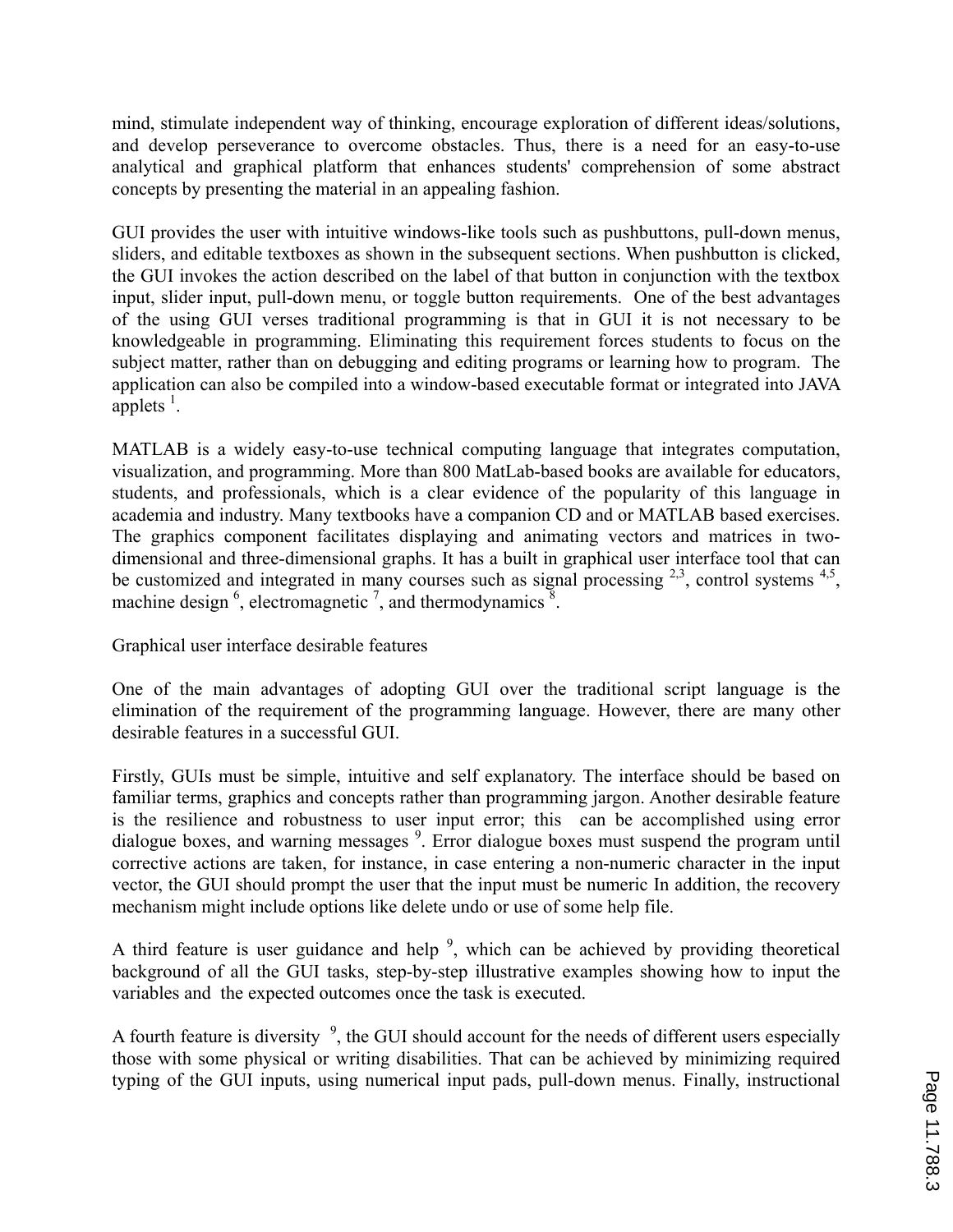mind, stimulate independent way of thinking, encourage exploration of different ideas/solutions, and develop perseverance to overcome obstacles. Thus, there is a need for an easy-to-use analytical and graphical platform that enhances students' comprehension of some abstract concepts by presenting the material in an appealing fashion.

GUI provides the user with intuitive windows-like tools such as pushbuttons, pull-down menus, sliders, and editable textboxes as shown in the subsequent sections. When pushbutton is clicked, the GUI invokes the action described on the label of that button in conjunction with the textbox input, slider input, pull-down menu, or toggle button requirements. One of the best advantages of the using GUI verses traditional programming is that in GUI it is not necessary to be knowledgeable in programming. Eliminating this requirement forces students to focus on the subject matter, rather than on debugging and editing programs or learning how to program. The application can also be compiled into a window-based executable format or integrated into JAVA applets [1].

MATLAB is a widely easy-to-use technical computing language that integrates computation, visualization, and programming. More than 800 MatLab-based books are available for educators, students, and professionals, which is a clear evidence of the popularity of this language in academia and industry. Many textbooks have a companion CD and or MATLAB based exercises. The graphics component facilitates displaying and animating vectors and matrices in two-dimensional and three-dimensional graphs. It has a built in graphical user interface tool that can be customized and integrated in many courses such as signal processing [2,3], control systems [4,5], machine design [6], electromagnetic [7], and thermodynamics [8].

## Graphical user interface desirable features

One of the main advantages of adopting GUI over the traditional script language is the elimination of the requirement of the programming language. However, there are many other desirable features in a successful GUI.

Firstly, GUIs must be simple, intuitive and self explanatory. The interface should be based on familiar terms, graphics and concepts rather than programming jargon. Another desirable feature is the resilience and robustness to user input error; this can be accomplished using error dialogue boxes, and warning messages [9]. Error dialogue boxes must suspend the program until corrective actions are taken, for instance, in case entering a non-numeric character in the input vector, the GUI should prompt the user that the input must be numeric In addition, the recovery mechanism might include options like delete undo or use of some help file.

A third feature is user guidance and help [9], which can be achieved by providing theoretical background of all the GUI tasks, step-by-step illustrative examples showing how to input the variables and the expected outcomes once the task is executed.

A fourth feature is diversity [9], the GUI should account for the needs of different users especially those with some physical or writing disabilities. That can be achieved by minimizing required typing of the GUI inputs, using numerical input pads, pull-down menus. Finally, instructional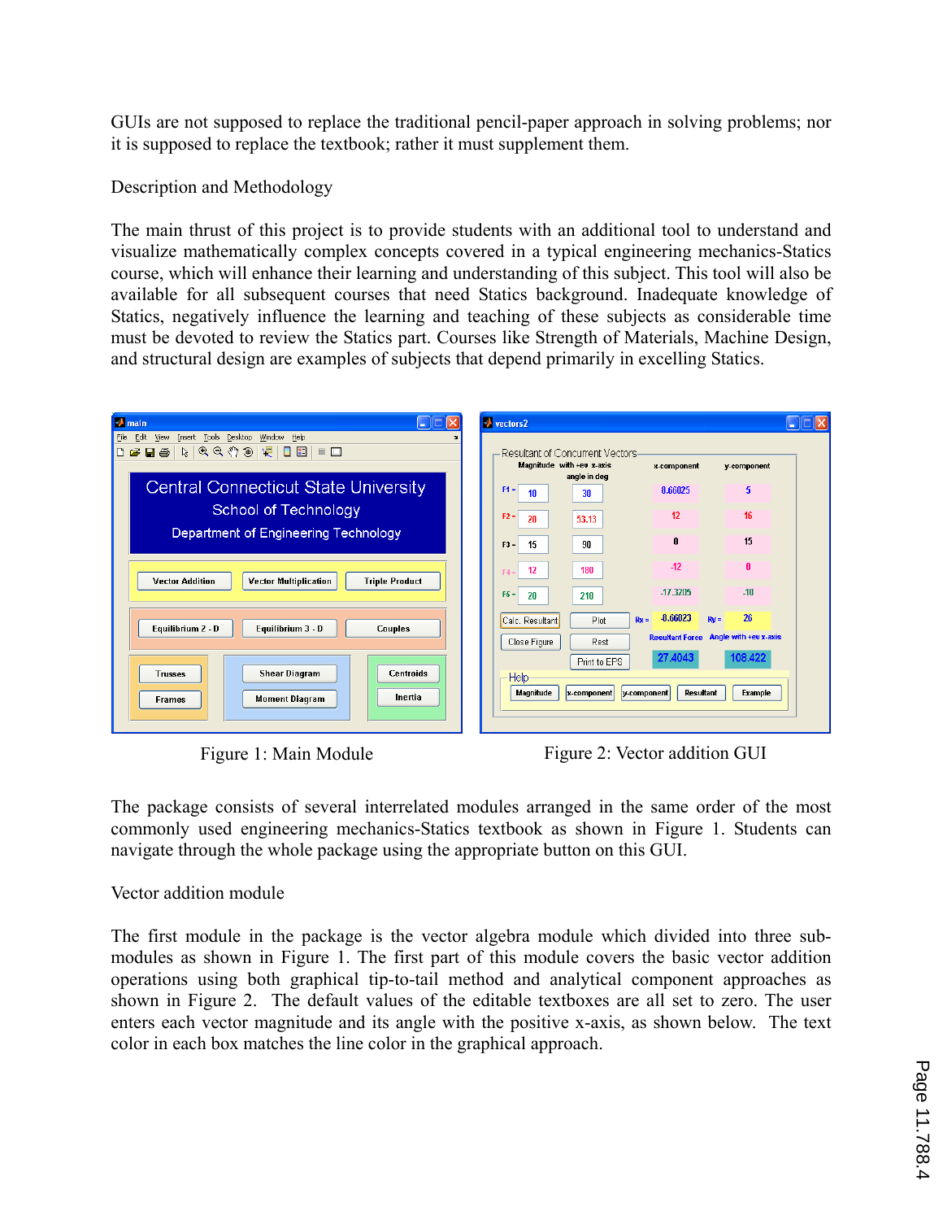GUIs are not supposed to replace the traditional pencil-paper approach in solving problems; nor it is supposed to replace the textbook; rather it must supplement them.

## Description and Methodology

The main thrust of this project is to provide students with an additional tool to understand and visualize mathematically complex concepts covered in a typical engineering mechanics-Statics course, which will enhance their learning and understanding of this subject. This tool will also be available for all subsequent courses that need Statics background. Inadequate knowledge of Statics, negatively influence the learning and teaching of these subjects as considerable time must be devoted to review the Statics part. Courses like Strength of Materials, Machine Design, and structural design are examples of subjects that depend primarily in excelling Statics.

Figure 1: Main Module

Figure 2: Vector addition GUI

The package consists of several interrelated modules arranged in the same order of the most commonly used engineering mechanics-Statics textbook as shown in Figure 1. Students can navigate through the whole package using the appropriate button on this GUI.

## Vector addition module

The first module in the package is the vector algebra module which divided into three sub-modules as shown in Figure 1. The first part of this module covers the basic vector addition operations using both graphical tip-to-tail method and analytical component approaches as shown in Figure 2. The default values of the editable textboxes are all set to zero. The user enters each vector magnitude and its angle with the positive x-axis, as shown below. The text color in each box matches the line color in the graphical approach.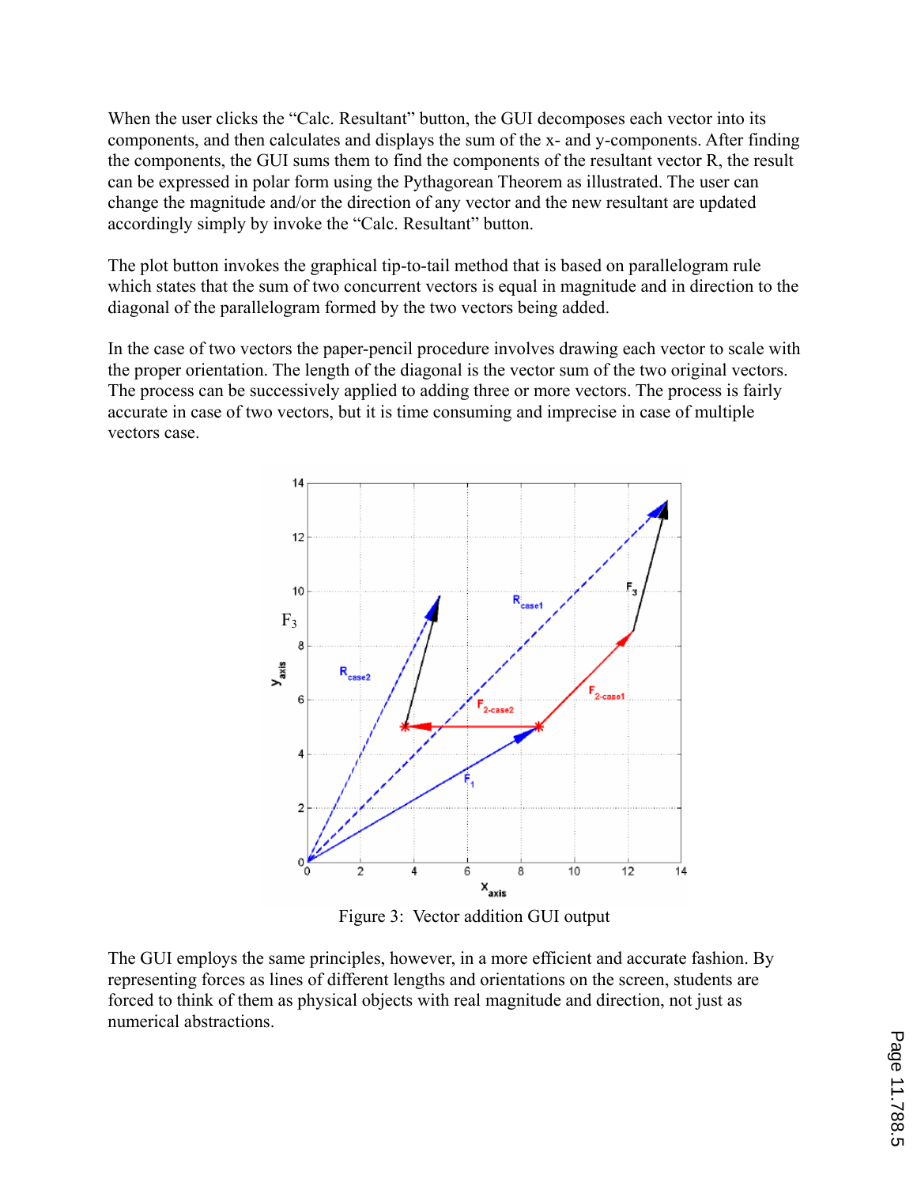When the user clicks the "Calc. Resultant" button, the GUI decomposes each vector into its components, and then calculates and displays the sum of the x- and y-components. After finding the components, the GUI sums them to find the components of the resultant vector R, the result can be expressed in polar form using the Pythagorean Theorem as illustrated. The user can change the magnitude and/or the direction of any vector and the new resultant are updated accordingly simply by invoke the "Calc. Resultant" button.

The plot button invokes the graphical tip-to-tail method that is based on parallelogram rule which states that the sum of two concurrent vectors is equal in magnitude and in direction to the diagonal of the parallelogram formed by the two vectors being added.

In the case of two vectors the paper-pencil procedure involves drawing each vector to scale with the proper orientation. The length of the diagonal is the vector sum of the two original vectors. The process can be successively applied to adding three or more vectors. The process is fairly accurate in case of two vectors, but it is time consuming and imprecise in case of multiple vectors case.

Figure 3: Vector addition GUI output

The GUI employs the same principles, however, in a more efficient and accurate fashion. By representing forces as lines of different lengths and orientations on the screen, students are forced to think of them as physical objects with real magnitude and direction, not just as numerical abstractions.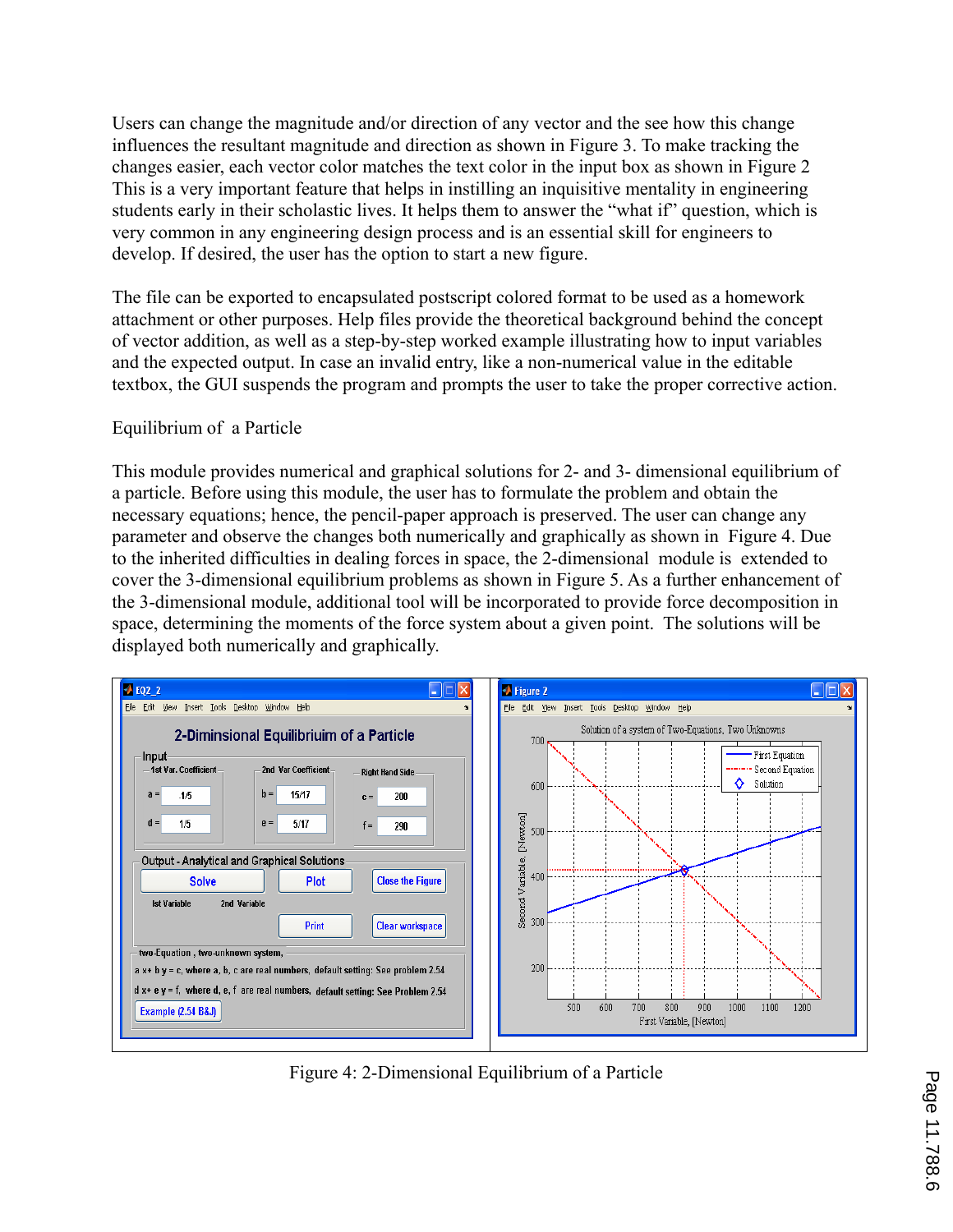Users can change the magnitude and/or direction of any vector and the see how this change influences the resultant magnitude and direction as shown in Figure 3. To make tracking the changes easier, each vector color matches the text color in the input box as shown in Figure 2 This is a very important feature that helps in instilling an inquisitive mentality in engineering students early in their scholastic lives. It helps them to answer the "what if" question, which is very common in any engineering design process and is an essential skill for engineers to develop. If desired, the user has the option to start a new figure.

The file can be exported to encapsulated postscript colored format to be used as a homework attachment or other purposes. Help files provide the theoretical background behind the concept of vector addition, as well as a step-by-step worked example illustrating how to input variables and the expected output. In case an invalid entry, like a non-numerical value in the editable textbox, the GUI suspends the program and prompts the user to take the proper corrective action.

Equilibrium of a Particle

This module provides numerical and graphical solutions for 2- and 3- dimensional equilibrium of a particle. Before using this module, the user has to formulate the problem and obtain the necessary equations; hence, the pencil-paper approach is preserved. The user can change any parameter and observe the changes both numerically and graphically as shown in Figure 4. Due to the inherited difficulties in dealing forces in space, the 2-dimensional module is extended to cover the 3-dimensional equilibrium problems as shown in Figure 5. As a further enhancement of the 3-dimensional module, additional tool will be incorporated to provide force decomposition in space, determining the moments of the force system about a given point. The solutions will be displayed both numerically and graphically.

Figure 4: 2-Dimensional Equilibrium of a Particle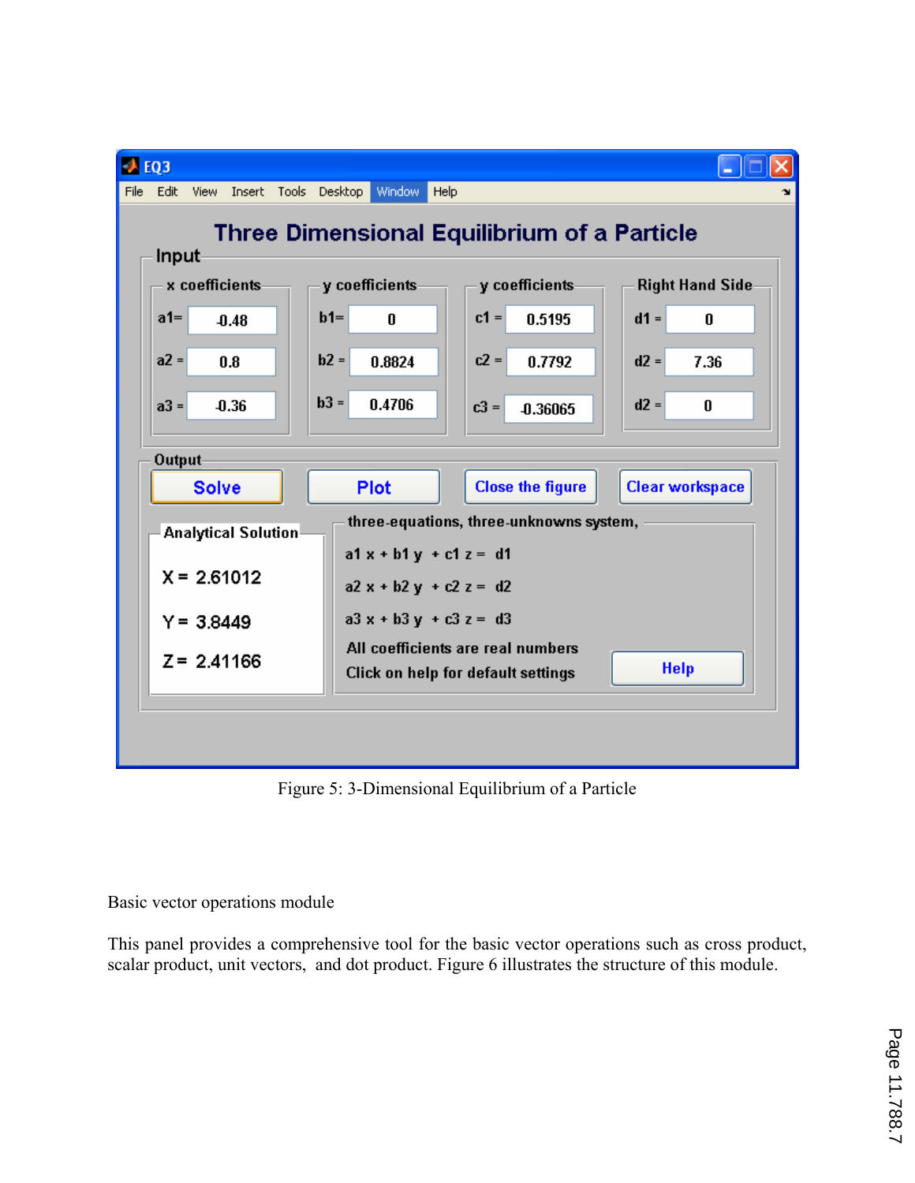Figure 5: 3-Dimensional Equilibrium of a Particle

Basic vector operations module

This panel provides a comprehensive tool for the basic vector operations such as cross product, scalar product, unit vectors, and dot product. Figure 6 illustrates the structure of this module.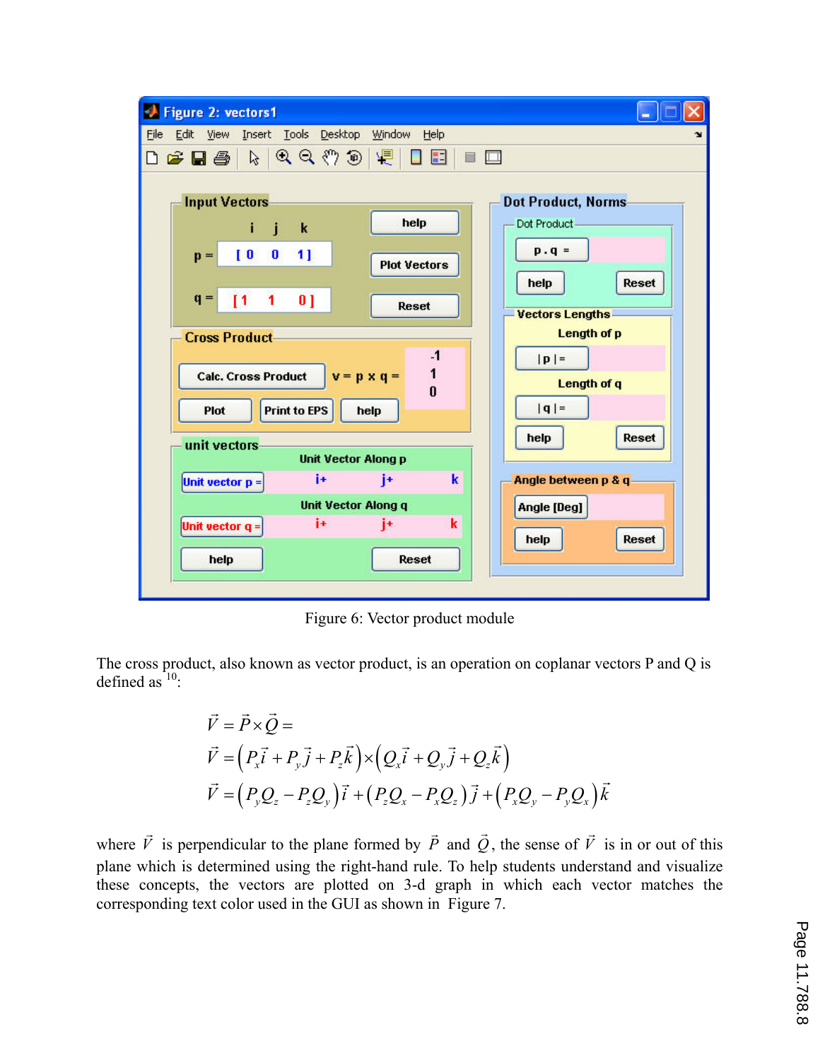Figure 6: Vector product module

The cross product, also known as vector product, is an operation on coplanar vectors P and Q is defined as [10]:

$$\vec{V} = \vec{P} \times \vec{Q} =$$

$$\vec{V} = \left(P_x\vec{i} + P_y\vec{j} + P_z\vec{k}\right) \times \left(Q_x\vec{i} + Q_y\vec{j} + Q_z\vec{k}\right)$$

$$\vec{V} = \left(P_yQ_z - P_zQ_y\right)\vec{i} + \left(P_zQ_x - P_xQ_z\right)\vec{j} + \left(P_xQ_y - P_yQ_x\right)\vec{k}$$

where $\vec{V}$ is perpendicular to the plane formed by $\vec{P}$ and $\vec{Q}$, the sense of $\vec{V}$ is in or out of this plane which is determined using the right-hand rule. To help students understand and visualize these concepts, the vectors are plotted on 3-d graph in which each vector matches the corresponding text color used in the GUI as shown in Figure 7.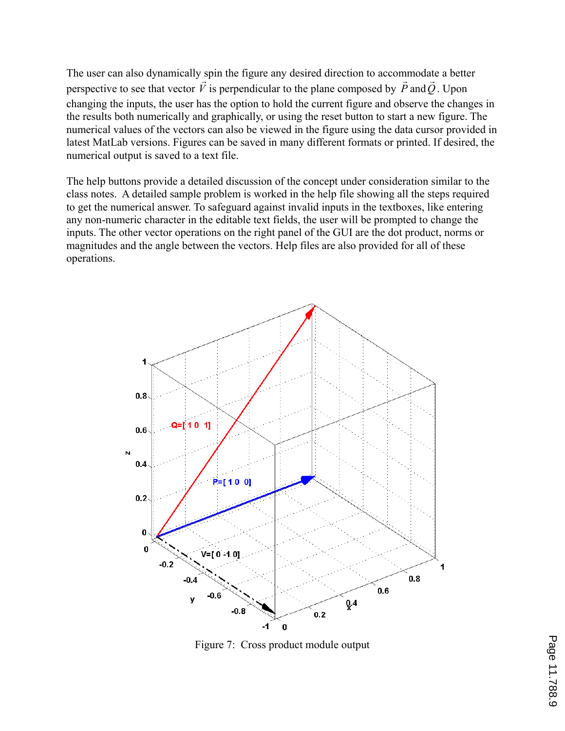The user can also dynamically spin the figure any desired direction to accommodate a better perspective to see that vector $\vec{V}$ is perpendicular to the plane composed by $\vec{P}$ and $\vec{Q}$. Upon changing the inputs, the user has the option to hold the current figure and observe the changes in the results both numerically and graphically, or using the reset button to start a new figure. The numerical values of the vectors can also be viewed in the figure using the data cursor provided in latest MatLab versions. Figures can be saved in many different formats or printed. If desired, the numerical output is saved to a text file.

The help buttons provide a detailed discussion of the concept under consideration similar to the class notes. A detailed sample problem is worked in the help file showing all the steps required to get the numerical answer. To safeguard against invalid inputs in the textboxes, like entering any non-numeric character in the editable text fields, the user will be prompted to change the inputs. The other vector operations on the right panel of the GUI are the dot product, norms or magnitudes and the angle between the vectors. Help files are also provided for all of these operations.

Figure 7: Cross product module output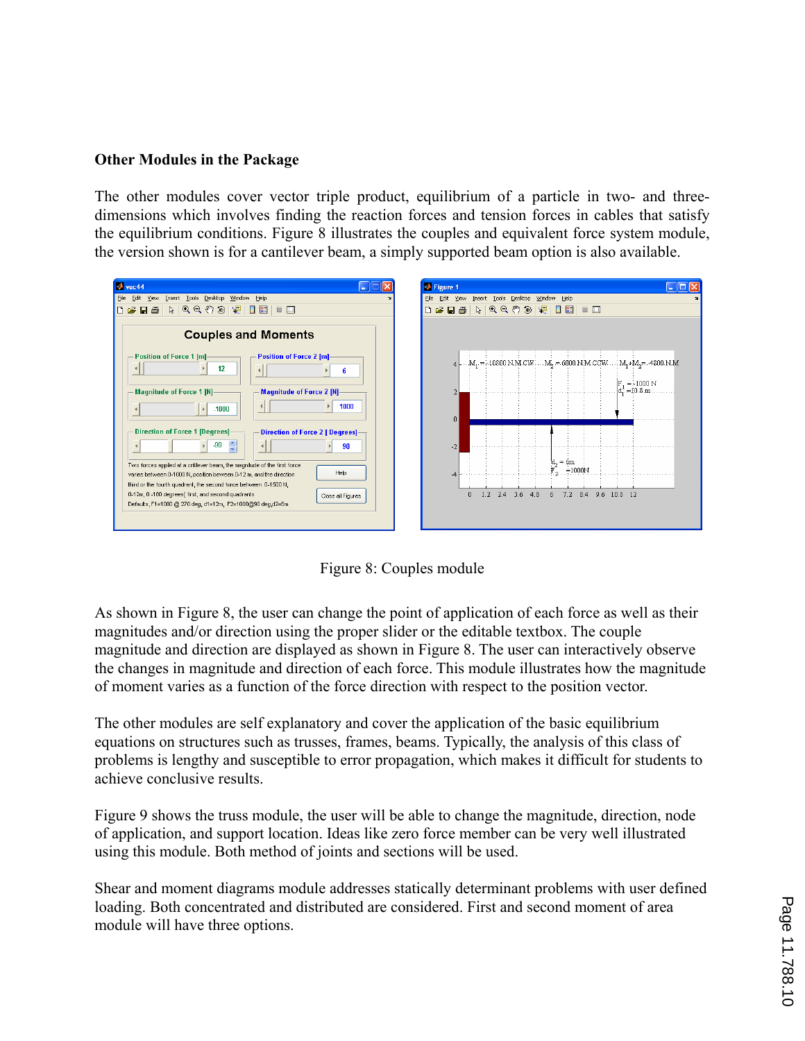**Other Modules in the Package**

The other modules cover vector triple product, equilibrium of a particle in two- and three-dimensions which involves finding the reaction forces and tension forces in cables that satisfy the equilibrium conditions. Figure 8 illustrates the couples and equivalent force system module, the version shown is for a cantilever beam, a simply supported beam option is also available.

Figure 8: Couples module

As shown in Figure 8, the user can change the point of application of each force as well as their magnitudes and/or direction using the proper slider or the editable textbox. The couple magnitude and direction are displayed as shown in Figure 8. The user can interactively observe the changes in magnitude and direction of each force. This module illustrates how the magnitude of moment varies as a function of the force direction with respect to the position vector.

The other modules are self explanatory and cover the application of the basic equilibrium equations on structures such as trusses, frames, beams. Typically, the analysis of this class of problems is lengthy and susceptible to error propagation, which makes it difficult for students to achieve conclusive results.

Figure 9 shows the truss module, the user will be able to change the magnitude, direction, node of application, and support location. Ideas like zero force member can be very well illustrated using this module. Both method of joints and sections will be used.

Shear and moment diagrams module addresses statically determinant problems with user defined loading. Both concentrated and distributed are considered. First and second moment of area module will have three options.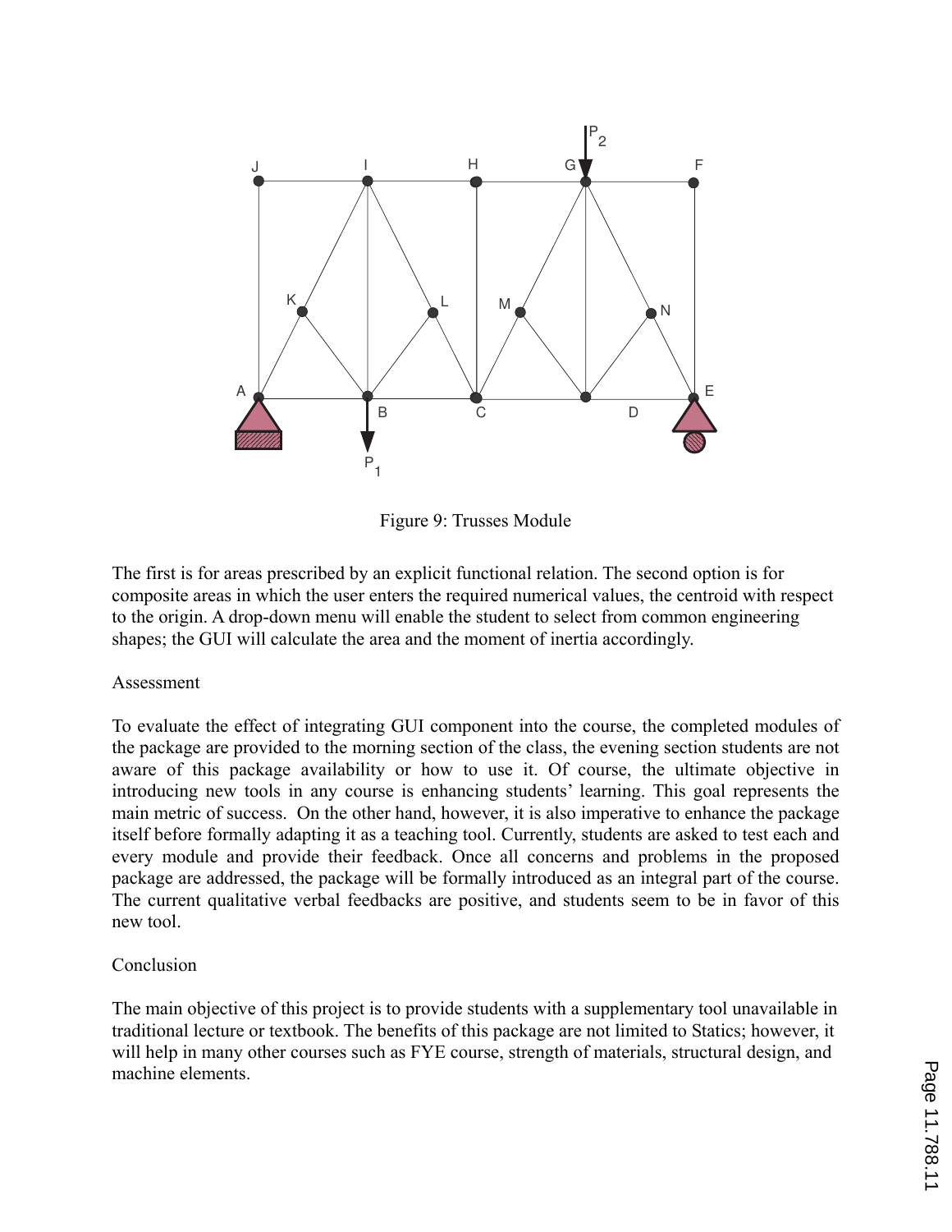Figure 9: Trusses Module

The first is for areas prescribed by an explicit functional relation. The second option is for composite areas in which the user enters the required numerical values, the centroid with respect to the origin. A drop-down menu will enable the student to select from common engineering shapes; the GUI will calculate the area and the moment of inertia accordingly.

## Assessment

To evaluate the effect of integrating GUI component into the course, the completed modules of the package are provided to the morning section of the class, the evening section students are not aware of this package availability or how to use it. Of course, the ultimate objective in introducing new tools in any course is enhancing students' learning. This goal represents the main metric of success. On the other hand, however, it is also imperative to enhance the package itself before formally adapting it as a teaching tool. Currently, students are asked to test each and every module and provide their feedback. Once all concerns and problems in the proposed package are addressed, the package will be formally introduced as an integral part of the course. The current qualitative verbal feedbacks are positive, and students seem to be in favor of this new tool.

## Conclusion

The main objective of this project is to provide students with a supplementary tool unavailable in traditional lecture or textbook. The benefits of this package are not limited to Statics; however, it will help in many other courses such as FYE course, strength of materials, structural design, and machine elements.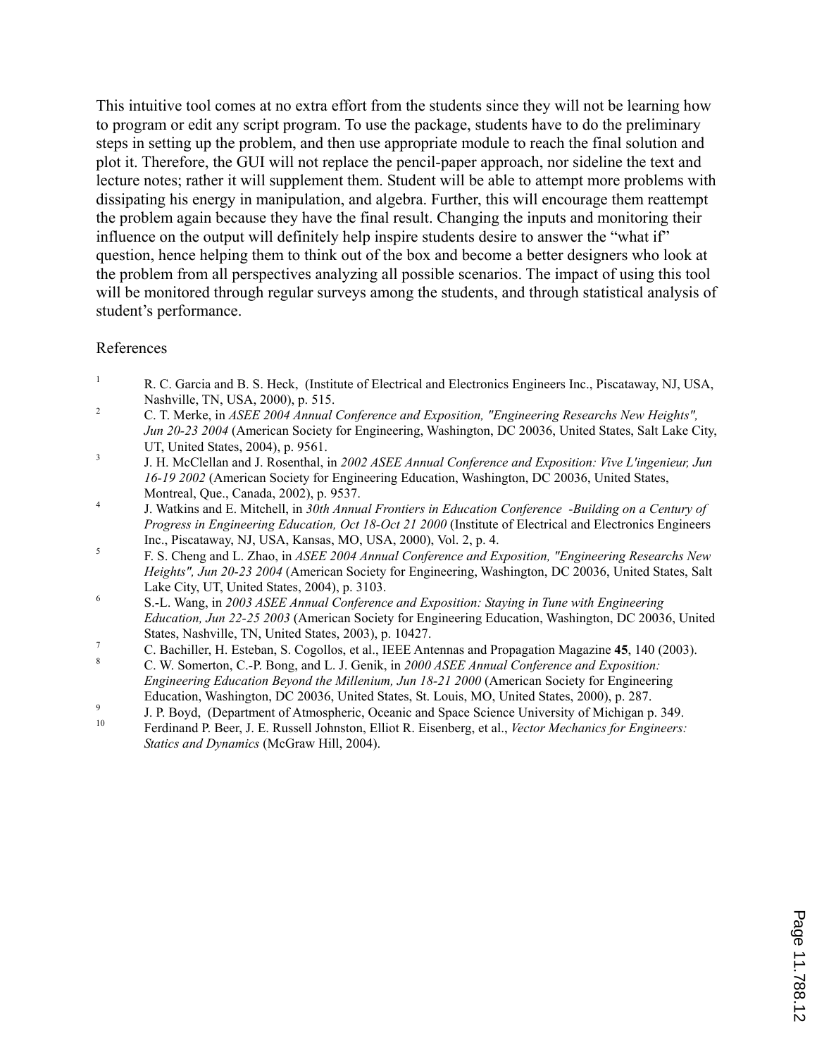This intuitive tool comes at no extra effort from the students since they will not be learning how to program or edit any script program. To use the package, students have to do the preliminary steps in setting up the problem, and then use appropriate module to reach the final solution and plot it. Therefore, the GUI will not replace the pencil-paper approach, nor sideline the text and lecture notes; rather it will supplement them. Student will be able to attempt more problems with dissipating his energy in manipulation, and algebra. Further, this will encourage them reattempt the problem again because they have the final result. Changing the inputs and monitoring their influence on the output will definitely help inspire students desire to answer the "what if" question, hence helping them to think out of the box and become a better designers who look at the problem from all perspectives analyzing all possible scenarios. The impact of using this tool will be monitored through regular surveys among the students, and through statistical analysis of student's performance.

References

1. R. C. Garcia and B. S. Heck, (Institute of Electrical and Electronics Engineers Inc., Piscataway, NJ, USA, Nashville, TN, USA, 2000), p. 515.
2. C. T. Merke, in *ASEE 2004 Annual Conference and Exposition, "Engineering Researchs New Heights", Jun 20-23 2004* (American Society for Engineering, Washington, DC 20036, United States, Salt Lake City, UT, United States, 2004), p. 9561.
3. J. H. McClellan and J. Rosenthal, in *2002 ASEE Annual Conference and Exposition: Vive L'ingenieur, Jun 16-19 2002* (American Society for Engineering Education, Washington, DC 20036, United States, Montreal, Que., Canada, 2002), p. 9537.
4. J. Watkins and E. Mitchell, in *30th Annual Frontiers in Education Conference -Building on a Century of Progress in Engineering Education, Oct 18-Oct 21 2000* (Institute of Electrical and Electronics Engineers Inc., Piscataway, NJ, USA, Kansas, MO, USA, 2000), Vol. 2, p. 4.
5. F. S. Cheng and L. Zhao, in *ASEE 2004 Annual Conference and Exposition, "Engineering Researchs New Heights", Jun 20-23 2004* (American Society for Engineering, Washington, DC 20036, United States, Salt Lake City, UT, United States, 2004), p. 3103.
6. S.-L. Wang, in *2003 ASEE Annual Conference and Exposition: Staying in Tune with Engineering Education, Jun 22-25 2003* (American Society for Engineering Education, Washington, DC 20036, United States, Nashville, TN, United States, 2003), p. 10427.
7. C. Bachiller, H. Esteban, S. Cogollos, et al., IEEE Antennas and Propagation Magazine **45**, 140 (2003).
8. C. W. Somerton, C.-P. Bong, and L. J. Genik, in *2000 ASEE Annual Conference and Exposition: Engineering Education Beyond the Millenium, Jun 18-21 2000* (American Society for Engineering Education, Washington, DC 20036, United States, St. Louis, MO, United States, 2000), p. 287.
9. J. P. Boyd, (Department of Atmospheric, Oceanic and Space Science University of Michigan p. 349.
10. Ferdinand P. Beer, J. E. Russell Johnston, Elliot R. Eisenberg, et al., *Vector Mechanics for Engineers: Statics and Dynamics* (McGraw Hill, 2004).